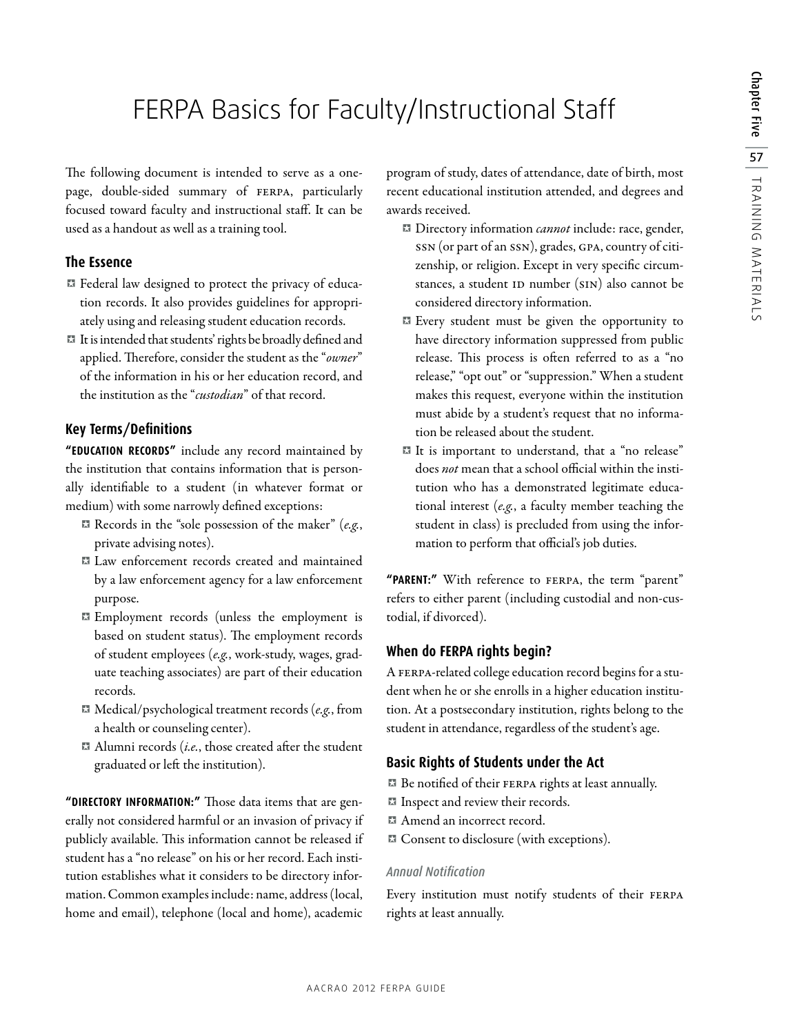# FERPA Basics for Faculty/Instructional Staff

The following document is intended to serve as a one-page, double-sided summary of FERPA, particularly focused toward faculty and instructional staff. It can be used as a handout as well as a training tool.

## The Essence

- Federal law designed to protect the privacy of education records. It also provides guidelines for appropriately using and releasing student education records.
- It is intended that students' rights be broadly defined and applied. Therefore, consider the student as the "*owner*" of the information in his or her education record, and the institution as the "*custodian*" of that record.

## Key Terms/Definitions

**"EDUCATION RECORDS"** include any record maintained by the institution that contains information that is personally identifiable to a student (in whatever format or medium) with some narrowly defined exceptions:

- Records in the "sole possession of the maker" (*e.g.*, private advising notes).
- Law enforcement records created and maintained by a law enforcement agency for a law enforcement purpose.
- Employment records (unless the employment is based on student status). The employment records of student employees (*e.g.*, work-study, wages, graduate teaching associates) are part of their education records.
- Medical/psychological treatment records (*e.g.*, from a health or counseling center).
- Alumni records (*i.e.*, those created after the student graduated or left the institution).

**"DIRECTORY INFORMATION:"** Those data items that are generally not considered harmful or an invasion of privacy if publicly available. This information cannot be released if student has a "no release" on his or her record. Each institution establishes what it considers to be directory information. Common examples include: name, address (local, home and email), telephone (local and home), academic program of study, dates of attendance, date of birth, most recent educational institution attended, and degrees and awards received.

- Directory information *cannot* include: race, gender, SSN (or part of an SSN), grades, GPA, country of citizenship, or religion. Except in very specific circumstances, a student ID number (SIN) also cannot be considered directory information.
- Every student must be given the opportunity to have directory information suppressed from public release. This process is often referred to as a "no release," "opt out" or "suppression." When a student makes this request, everyone within the institution must abide by a student's request that no information be released about the student.
- It is important to understand, that a "no release" does *not* mean that a school official within the institution who has a demonstrated legitimate educational interest (*e.g.*, a faculty member teaching the student in class) is precluded from using the information to perform that official's job duties.

**"PARENT:"** With reference to FERPA, the term "parent" refers to either parent (including custodial and non-custodial, if divorced).

## When do FERPA rights begin?

A FERPA-related college education record begins for a student when he or she enrolls in a higher education institution. At a postsecondary institution, rights belong to the student in attendance, regardless of the student's age.

## Basic Rights of Students under the Act

- Be notified of their FERPA rights at least annually.
- Inspect and review their records.
- Amend an incorrect record.
- Consent to disclosure (with exceptions).

### *Annual Notification*

Every institution must notify students of their FERPA rights at least annually.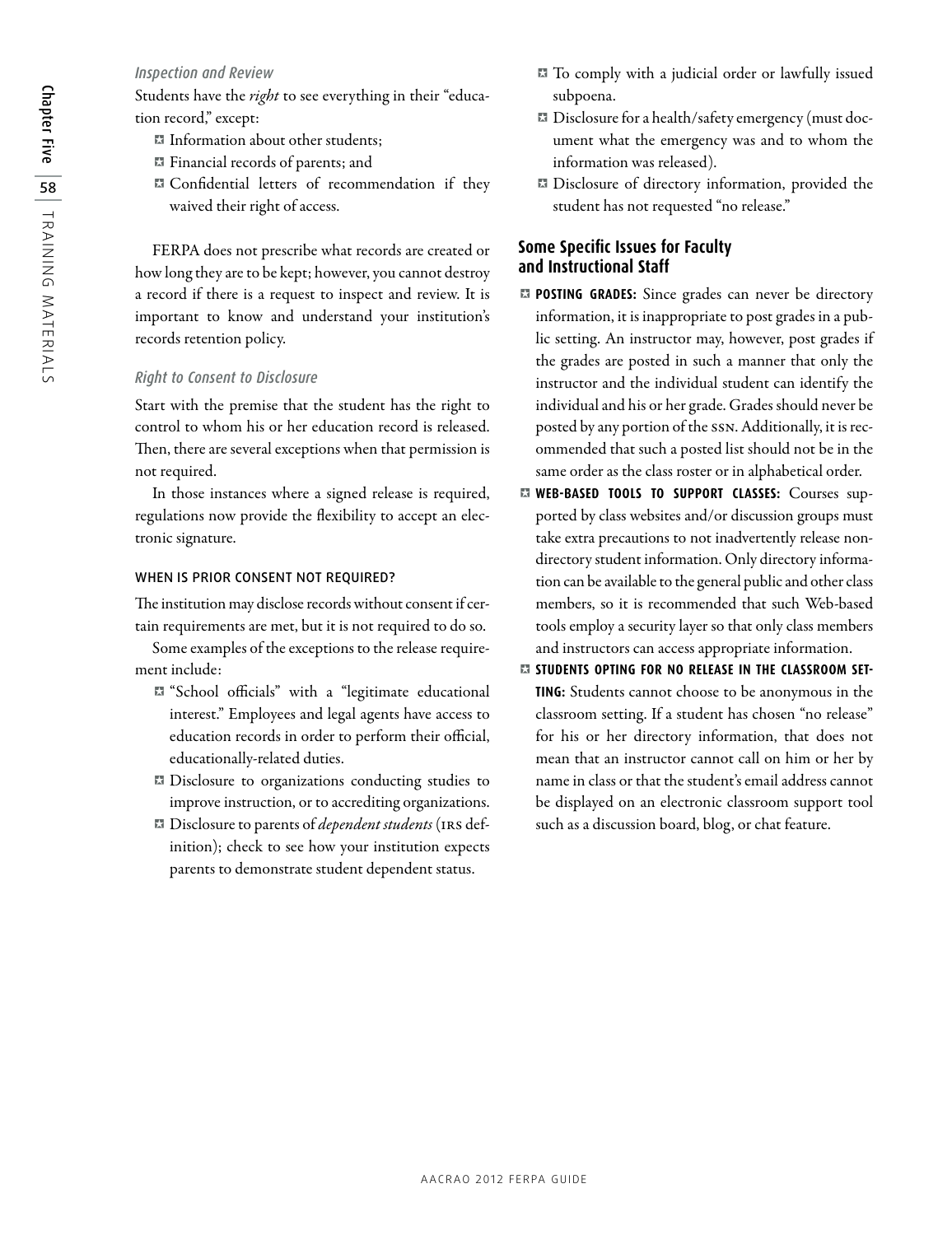### *Inspection and Review*

Students have the *right* to see everything in their "education record," except:

- Information about other students;
- Financial records of parents; and
- Confidential letters of recommendation if they waived their right of access.

FERPA does not prescribe what records are created or how long they are to be kept; however, you cannot destroy a record if there is a request to inspect and review. It is important to know and understand your institution's records retention policy.

### *Right to Consent to Disclosure*

Start with the premise that the student has the right to control to whom his or her education record is released. Then, there are several exceptions when that permission is not required.

In those instances where a signed release is required, regulations now provide the flexibility to accept an electronic signature.

#### WHEN IS PRIOR CONSENT NOT REQUIRED?

The institution may disclose records without consent if certain requirements are met, but it is not required to do so.

Some examples of the exceptions to the release requirement include:

- "School officials" with a "legitimate educational interest." Employees and legal agents have access to education records in order to perform their official, educationally-related duties.
- Disclosure to organizations conducting studies to improve instruction, or to accrediting organizations.
- Disclosure to parents of *dependent students* (IRS definition); check to see how your institution expects parents to demonstrate student dependent status.
- To comply with a judicial order or lawfully issued subpoena.
- Disclosure for a health/safety emergency (must document what the emergency was and to whom the information was released).
- Disclosure of directory information, provided the student has not requested "no release."

## Some Specific Issues for Faculty and Instructional Staff

- **POSTING GRADES:** Since grades can never be directory information, it is inappropriate to post grades in a public setting. An instructor may, however, post grades if the grades are posted in such a manner that only the instructor and the individual student can identify the individual and his or her grade. Grades should never be posted by any portion of the SSN. Additionally, it is recommended that such a posted list should not be in the same order as the class roster or in alphabetical order.
- **WEB-BASED TOOLS TO SUPPORT CLASSES:** Courses supported by class websites and/or discussion groups must take extra precautions to not inadvertently release non-directory student information. Only directory information can be available to the general public and other class members, so it is recommended that such Web-based tools employ a security layer so that only class members and instructors can access appropriate information.
- **STUDENTS OPTING FOR NO RELEASE IN THE CLASSROOM SETTING:** Students cannot choose to be anonymous in the classroom setting. If a student has chosen "no release" for his or her directory information, that does not mean that an instructor cannot call on him or her by name in class or that the student's email address cannot be displayed on an electronic classroom support tool such as a discussion board, blog, or chat feature.